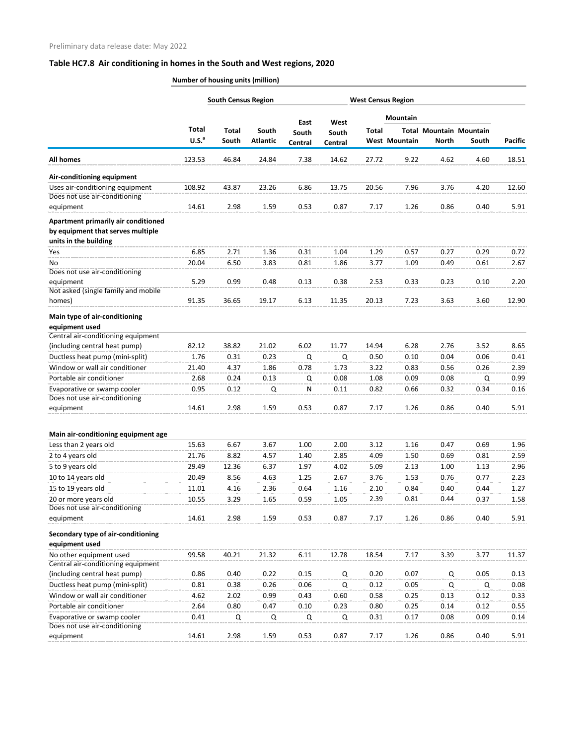Preliminary data release date: May 2022

## Table HC7.8 Air conditioning in homes in the South and West regions, 2020

| | Number of housing units (million) | | | | | | | | | |
|---|---|---|---|---|---|---|---|---|---|---|
| | | South Census Region | | | | West Census Region | | | | |
| | | | | | | | Mountain | | | |
| | Total U.S.[a] | Total South | South Atlantic | East South Central | West South Central | Total West | Total Mountain | Mountain North | Mountain South | Pacific |
| **All homes** | 123.53 | 46.84 | 24.84 | 7.38 | 14.62 | 27.72 | 9.22 | 4.62 | 4.60 | 18.51 |
| **Air-conditioning equipment** | | | | | | | | | | |
| Uses air-conditioning equipment | 108.92 | 43.87 | 23.26 | 6.86 | 13.75 | 20.56 | 7.96 | 3.76 | 4.20 | 12.60 |
| Does not use air-conditioning equipment | 14.61 | 2.98 | 1.59 | 0.53 | 0.87 | 7.17 | 1.26 | 0.86 | 0.40 | 5.91 |
| **Apartment primarily air conditioned by equipment that serves multiple units in the building** | | | | | | | | | | |
| Yes | 6.85 | 2.71 | 1.36 | 0.31 | 1.04 | 1.29 | 0.57 | 0.27 | 0.29 | 0.72 |
| No | 20.04 | 6.50 | 3.83 | 0.81 | 1.86 | 3.77 | 1.09 | 0.49 | 0.61 | 2.67 |
| Does not use air-conditioning equipment | 5.29 | 0.99 | 0.48 | 0.13 | 0.38 | 2.53 | 0.33 | 0.23 | 0.10 | 2.20 |
| Not asked (single family and mobile homes) | 91.35 | 36.65 | 19.17 | 6.13 | 11.35 | 20.13 | 7.23 | 3.63 | 3.60 | 12.90 |
| **Main type of air-conditioning equipment used** | | | | | | | | | | |
| Central air-conditioning equipment (including central heat pump) | 82.12 | 38.82 | 21.02 | 6.02 | 11.77 | 14.94 | 6.28 | 2.76 | 3.52 | 8.65 |
| Ductless heat pump (mini-split) | 1.76 | 0.31 | 0.23 | Q | Q | 0.50 | 0.10 | 0.04 | 0.06 | 0.41 |
| Window or wall air conditioner | 21.40 | 4.37 | 1.86 | 0.78 | 1.73 | 3.22 | 0.83 | 0.56 | 0.26 | 2.39 |
| Portable air conditioner | 2.68 | 0.24 | 0.13 | Q | 0.08 | 1.08 | 0.09 | 0.08 | Q | 0.99 |
| Evaporative or swamp cooler | 0.95 | 0.12 | Q | N | 0.11 | 0.82 | 0.66 | 0.32 | 0.34 | 0.16 |
| Does not use air-conditioning equipment | 14.61 | 2.98 | 1.59 | 0.53 | 0.87 | 7.17 | 1.26 | 0.86 | 0.40 | 5.91 |
| **Main air-conditioning equipment age** | | | | | | | | | | |
| Less than 2 years old | 15.63 | 6.67 | 3.67 | 1.00 | 2.00 | 3.12 | 1.16 | 0.47 | 0.69 | 1.96 |
| 2 to 4 years old | 21.76 | 8.82 | 4.57 | 1.40 | 2.85 | 4.09 | 1.50 | 0.69 | 0.81 | 2.59 |
| 5 to 9 years old | 29.49 | 12.36 | 6.37 | 1.97 | 4.02 | 5.09 | 2.13 | 1.00 | 1.13 | 2.96 |
| 10 to 14 years old | 20.49 | 8.56 | 4.63 | 1.25 | 2.67 | 3.76 | 1.53 | 0.76 | 0.77 | 2.23 |
| 15 to 19 years old | 11.01 | 4.16 | 2.36 | 0.64 | 1.16 | 2.10 | 0.84 | 0.40 | 0.44 | 1.27 |
| 20 or more years old | 10.55 | 3.29 | 1.65 | 0.59 | 1.05 | 2.39 | 0.81 | 0.44 | 0.37 | 1.58 |
| Does not use air-conditioning equipment | 14.61 | 2.98 | 1.59 | 0.53 | 0.87 | 7.17 | 1.26 | 0.86 | 0.40 | 5.91 |
| **Secondary type of air-conditioning equipment used** | | | | | | | | | | |
| No other equipment used | 99.58 | 40.21 | 21.32 | 6.11 | 12.78 | 18.54 | 7.17 | 3.39 | 3.77 | 11.37 |
| Central air-conditioning equipment (including central heat pump) | 0.86 | 0.40 | 0.22 | 0.15 | Q | 0.20 | 0.07 | Q | 0.05 | 0.13 |
| Ductless heat pump (mini-split) | 0.81 | 0.38 | 0.26 | 0.06 | Q | 0.12 | 0.05 | Q | Q | 0.08 |
| Window or wall air conditioner | 4.62 | 2.02 | 0.99 | 0.43 | 0.60 | 0.58 | 0.25 | 0.13 | 0.12 | 0.33 |
| Portable air conditioner | 2.64 | 0.80 | 0.47 | 0.10 | 0.23 | 0.80 | 0.25 | 0.14 | 0.12 | 0.55 |
| Evaporative or swamp cooler | 0.41 | Q | Q | Q | Q | 0.31 | 0.17 | 0.08 | 0.09 | 0.14 |
| Does not use air-conditioning equipment | 14.61 | 2.98 | 1.59 | 0.53 | 0.87 | 7.17 | 1.26 | 0.86 | 0.40 | 5.91 |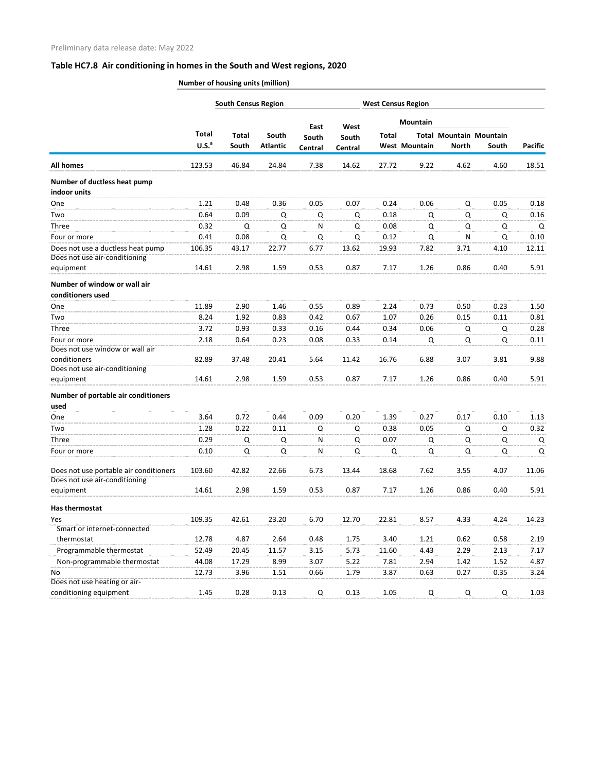Preliminary data release date: May 2022

## Table HC7.8 Air conditioning in homes in the South and West regions, 2020

**Number of housing units (million)**

| | | South Census Region | | | | West Census Region | | | | |
|---|---|---|---|---|---|---|---|---|---|---|
| | | | | | | | Mountain | | | |
| | Total U.S.[a] | Total South | South Atlantic | East South Central | West South Central | Total West | Total Mountain | Mountain North | Mountain South | Pacific |
| **All homes** | 123.53 | 46.84 | 24.84 | 7.38 | 14.62 | 27.72 | 9.22 | 4.62 | 4.60 | 18.51 |
| **Number of ductless heat pump indoor units** | | | | | | | | | | |
| One | 1.21 | 0.48 | 0.36 | 0.05 | 0.07 | 0.24 | 0.06 | Q | 0.05 | 0.18 |
| Two | 0.64 | 0.09 | Q | Q | Q | 0.18 | Q | Q | Q | 0.16 |
| Three | 0.32 | Q | Q | N | Q | 0.08 | Q | Q | Q | Q |
| Four or more | 0.41 | 0.08 | Q | Q | Q | 0.12 | Q | N | Q | 0.10 |
| Does not use a ductless heat pump | 106.35 | 43.17 | 22.77 | 6.77 | 13.62 | 19.93 | 7.82 | 3.71 | 4.10 | 12.11 |
| Does not use air-conditioning equipment | 14.61 | 2.98 | 1.59 | 0.53 | 0.87 | 7.17 | 1.26 | 0.86 | 0.40 | 5.91 |
| **Number of window or wall air conditioners used** | | | | | | | | | | |
| One | 11.89 | 2.90 | 1.46 | 0.55 | 0.89 | 2.24 | 0.73 | 0.50 | 0.23 | 1.50 |
| Two | 8.24 | 1.92 | 0.83 | 0.42 | 0.67 | 1.07 | 0.26 | 0.15 | 0.11 | 0.81 |
| Three | 3.72 | 0.93 | 0.33 | 0.16 | 0.44 | 0.34 | 0.06 | Q | Q | 0.28 |
| Four or more | 2.18 | 0.64 | 0.23 | 0.08 | 0.33 | 0.14 | Q | Q | Q | 0.11 |
| Does not use window or wall air conditioners | 82.89 | 37.48 | 20.41 | 5.64 | 11.42 | 16.76 | 6.88 | 3.07 | 3.81 | 9.88 |
| Does not use air-conditioning equipment | 14.61 | 2.98 | 1.59 | 0.53 | 0.87 | 7.17 | 1.26 | 0.86 | 0.40 | 5.91 |
| **Number of portable air conditioners used** | | | | | | | | | | |
| One | 3.64 | 0.72 | 0.44 | 0.09 | 0.20 | 1.39 | 0.27 | 0.17 | 0.10 | 1.13 |
| Two | 1.28 | 0.22 | 0.11 | Q | Q | 0.38 | 0.05 | Q | Q | 0.32 |
| Three | 0.29 | Q | Q | N | Q | 0.07 | Q | Q | Q | Q |
| Four or more | 0.10 | Q | Q | N | Q | Q | Q | Q | Q | Q |
| Does not use portable air conditioners | 103.60 | 42.82 | 22.66 | 6.73 | 13.44 | 18.68 | 7.62 | 3.55 | 4.07 | 11.06 |
| Does not use air-conditioning equipment | 14.61 | 2.98 | 1.59 | 0.53 | 0.87 | 7.17 | 1.26 | 0.86 | 0.40 | 5.91 |
| **Has thermostat** | | | | | | | | | | |
| Yes | 109.35 | 42.61 | 23.20 | 6.70 | 12.70 | 22.81 | 8.57 | 4.33 | 4.24 | 14.23 |
| Smart or internet-connected thermostat | 12.78 | 4.87 | 2.64 | 0.48 | 1.75 | 3.40 | 1.21 | 0.62 | 0.58 | 2.19 |
| Programmable thermostat | 52.49 | 20.45 | 11.57 | 3.15 | 5.73 | 11.60 | 4.43 | 2.29 | 2.13 | 7.17 |
| Non-programmable thermostat | 44.08 | 17.29 | 8.99 | 3.07 | 5.22 | 7.81 | 2.94 | 1.42 | 1.52 | 4.87 |
| No | 12.73 | 3.96 | 1.51 | 0.66 | 1.79 | 3.87 | 0.63 | 0.27 | 0.35 | 3.24 |
| Does not use heating or air-conditioning equipment | 1.45 | 0.28 | 0.13 | Q | 0.13 | 1.05 | Q | Q | Q | 1.03 |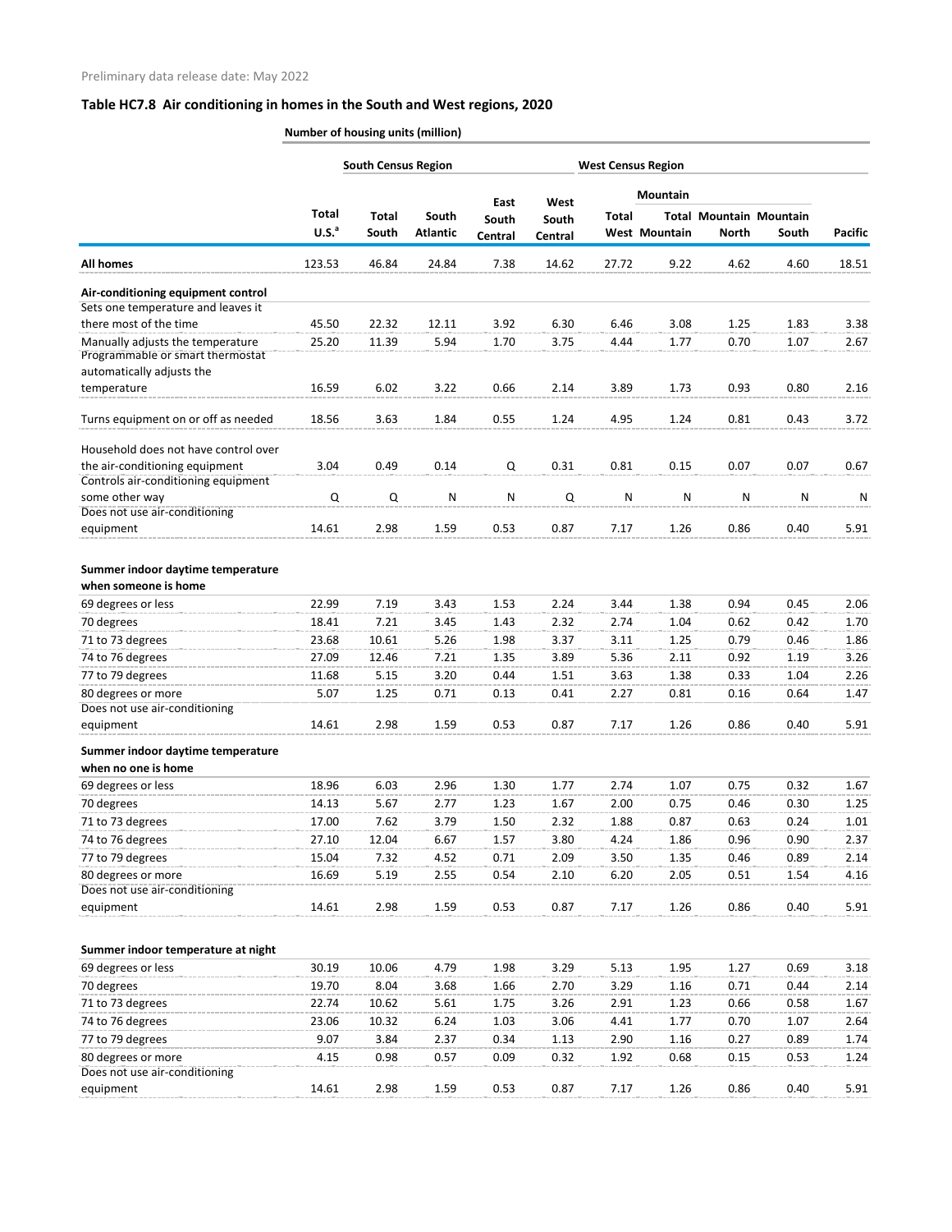Preliminary data release date: May 2022

## Table HC7.8 Air conditioning in homes in the South and West regions, 2020

Number of housing units (million)

| | | South Census Region | | | | West Census Region | Mountain | | | |
|---|---|---|---|---|---|---|---|---|---|---|
| | Total U.S.[a] | Total South | South Atlantic | East South Central | West South Central | Total West | Total Mountain | Mountain North | Mountain South | Pacific |
| **All homes** | 123.53 | 46.84 | 24.84 | 7.38 | 14.62 | 27.72 | 9.22 | 4.62 | 4.60 | 18.51 |
| **Air-conditioning equipment control** | | | | | | | | | | |
| Sets one temperature and leaves it there most of the time | 45.50 | 22.32 | 12.11 | 3.92 | 6.30 | 6.46 | 3.08 | 1.25 | 1.83 | 3.38 |
| Manually adjusts the temperature | 25.20 | 11.39 | 5.94 | 1.70 | 3.75 | 4.44 | 1.77 | 0.70 | 1.07 | 2.67 |
| Programmable or smart thermostat automatically adjusts the temperature | 16.59 | 6.02 | 3.22 | 0.66 | 2.14 | 3.89 | 1.73 | 0.93 | 0.80 | 2.16 |
| Turns equipment on or off as needed | 18.56 | 3.63 | 1.84 | 0.55 | 1.24 | 4.95 | 1.24 | 0.81 | 0.43 | 3.72 |
| Household does not have control over the air-conditioning equipment | 3.04 | 0.49 | 0.14 | Q | 0.31 | 0.81 | 0.15 | 0.07 | 0.07 | 0.67 |
| Controls air-conditioning equipment some other way | Q | Q | N | N | Q | N | N | N | N | N |
| Does not use air-conditioning equipment | 14.61 | 2.98 | 1.59 | 0.53 | 0.87 | 7.17 | 1.26 | 0.86 | 0.40 | 5.91 |
| **Summer indoor daytime temperature when someone is home** | | | | | | | | | | |
| 69 degrees or less | 22.99 | 7.19 | 3.43 | 1.53 | 2.24 | 3.44 | 1.38 | 0.94 | 0.45 | 2.06 |
| 70 degrees | 18.41 | 7.21 | 3.45 | 1.43 | 2.32 | 2.74 | 1.04 | 0.62 | 0.42 | 1.70 |
| 71 to 73 degrees | 23.68 | 10.61 | 5.26 | 1.98 | 3.37 | 3.11 | 1.25 | 0.79 | 0.46 | 1.86 |
| 74 to 76 degrees | 27.09 | 12.46 | 7.21 | 1.35 | 3.89 | 5.36 | 2.11 | 0.92 | 1.19 | 3.26 |
| 77 to 79 degrees | 11.68 | 5.15 | 3.20 | 0.44 | 1.51 | 3.63 | 1.38 | 0.33 | 1.04 | 2.26 |
| 80 degrees or more | 5.07 | 1.25 | 0.71 | 0.13 | 0.41 | 2.27 | 0.81 | 0.16 | 0.64 | 1.47 |
| Does not use air-conditioning equipment | 14.61 | 2.98 | 1.59 | 0.53 | 0.87 | 7.17 | 1.26 | 0.86 | 0.40 | 5.91 |
| **Summer indoor daytime temperature when no one is home** | | | | | | | | | | |
| 69 degrees or less | 18.96 | 6.03 | 2.96 | 1.30 | 1.77 | 2.74 | 1.07 | 0.75 | 0.32 | 1.67 |
| 70 degrees | 14.13 | 5.67 | 2.77 | 1.23 | 1.67 | 2.00 | 0.75 | 0.46 | 0.30 | 1.25 |
| 71 to 73 degrees | 17.00 | 7.62 | 3.79 | 1.50 | 2.32 | 1.88 | 0.87 | 0.63 | 0.24 | 1.01 |
| 74 to 76 degrees | 27.10 | 12.04 | 6.67 | 1.57 | 3.80 | 4.24 | 1.86 | 0.96 | 0.90 | 2.37 |
| 77 to 79 degrees | 15.04 | 7.32 | 4.52 | 0.71 | 2.09 | 3.50 | 1.35 | 0.46 | 0.89 | 2.14 |
| 80 degrees or more | 16.69 | 5.19 | 2.55 | 0.54 | 2.10 | 6.20 | 2.05 | 0.51 | 1.54 | 4.16 |
| Does not use air-conditioning equipment | 14.61 | 2.98 | 1.59 | 0.53 | 0.87 | 7.17 | 1.26 | 0.86 | 0.40 | 5.91 |
| **Summer indoor temperature at night** | | | | | | | | | | |
| 69 degrees or less | 30.19 | 10.06 | 4.79 | 1.98 | 3.29 | 5.13 | 1.95 | 1.27 | 0.69 | 3.18 |
| 70 degrees | 19.70 | 8.04 | 3.68 | 1.66 | 2.70 | 3.29 | 1.16 | 0.71 | 0.44 | 2.14 |
| 71 to 73 degrees | 22.74 | 10.62 | 5.61 | 1.75 | 3.26 | 2.91 | 1.23 | 0.66 | 0.58 | 1.67 |
| 74 to 76 degrees | 23.06 | 10.32 | 6.24 | 1.03 | 3.06 | 4.41 | 1.77 | 0.70 | 1.07 | 2.64 |
| 77 to 79 degrees | 9.07 | 3.84 | 2.37 | 0.34 | 1.13 | 2.90 | 1.16 | 0.27 | 0.89 | 1.74 |
| 80 degrees or more | 4.15 | 0.98 | 0.57 | 0.09 | 0.32 | 1.92 | 0.68 | 0.15 | 0.53 | 1.24 |
| Does not use air-conditioning equipment | 14.61 | 2.98 | 1.59 | 0.53 | 0.87 | 7.17 | 1.26 | 0.86 | 0.40 | 5.91 |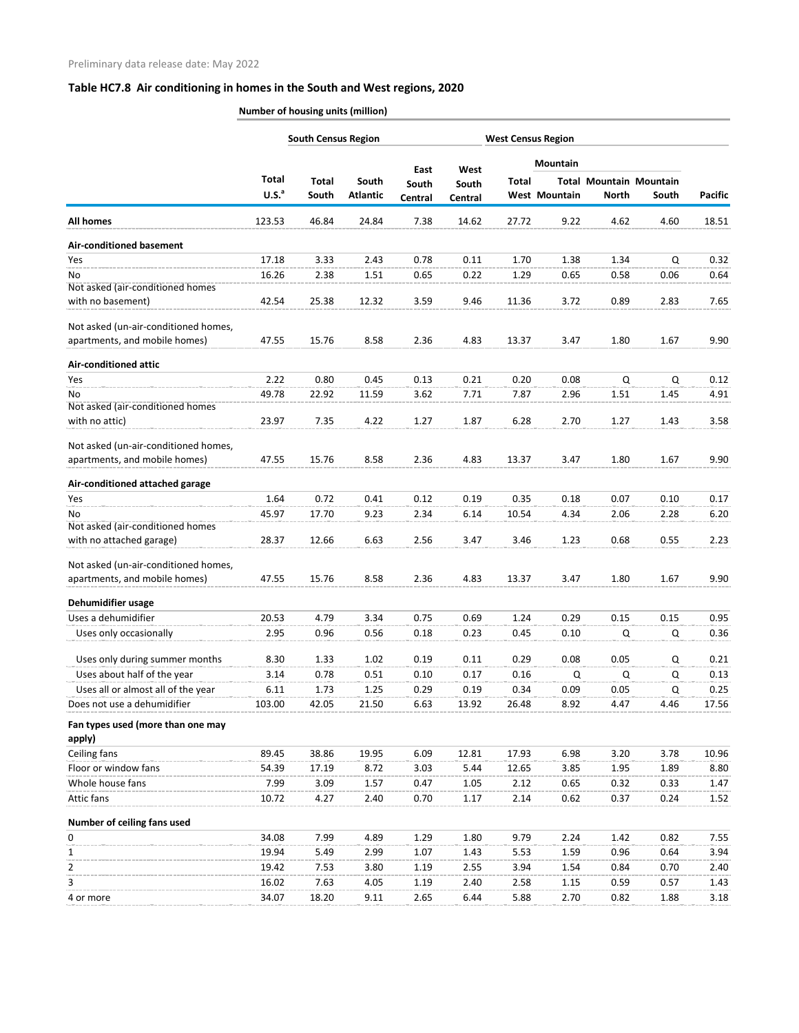Preliminary data release date: May 2022

## Table HC7.8 Air conditioning in homes in the South and West regions, 2020

**Number of housing units (million)**

| | | South Census Region | | | | West Census Region | Mountain | | | |
|---|---|---|---|---|---|---|---|---|---|---|
| | Total U.S.[a] | Total South | South Atlantic | East South Central | West South Central | Total West | Total Mountain | Mountain North | Mountain South | Pacific |
| **All homes** | 123.53 | 46.84 | 24.84 | 7.38 | 14.62 | 27.72 | 9.22 | 4.62 | 4.60 | 18.51 |
| **Air-conditioned basement** | | | | | | | | | | |
| Yes | 17.18 | 3.33 | 2.43 | 0.78 | 0.11 | 1.70 | 1.38 | 1.34 | Q | 0.32 |
| No | 16.26 | 2.38 | 1.51 | 0.65 | 0.22 | 1.29 | 0.65 | 0.58 | 0.06 | 0.64 |
| Not asked (air-conditioned homes with no basement) | 42.54 | 25.38 | 12.32 | 3.59 | 9.46 | 11.36 | 3.72 | 0.89 | 2.83 | 7.65 |
| Not asked (un-air-conditioned homes, apartments, and mobile homes) | 47.55 | 15.76 | 8.58 | 2.36 | 4.83 | 13.37 | 3.47 | 1.80 | 1.67 | 9.90 |
| **Air-conditioned attic** | | | | | | | | | | |
| Yes | 2.22 | 0.80 | 0.45 | 0.13 | 0.21 | 0.20 | 0.08 | Q | Q | 0.12 |
| No | 49.78 | 22.92 | 11.59 | 3.62 | 7.71 | 7.87 | 2.96 | 1.51 | 1.45 | 4.91 |
| Not asked (air-conditioned homes with no attic) | 23.97 | 7.35 | 4.22 | 1.27 | 1.87 | 6.28 | 2.70 | 1.27 | 1.43 | 3.58 |
| Not asked (un-air-conditioned homes, apartments, and mobile homes) | 47.55 | 15.76 | 8.58 | 2.36 | 4.83 | 13.37 | 3.47 | 1.80 | 1.67 | 9.90 |
| **Air-conditioned attached garage** | | | | | | | | | | |
| Yes | 1.64 | 0.72 | 0.41 | 0.12 | 0.19 | 0.35 | 0.18 | 0.07 | 0.10 | 0.17 |
| No | 45.97 | 17.70 | 9.23 | 2.34 | 6.14 | 10.54 | 4.34 | 2.06 | 2.28 | 6.20 |
| Not asked (air-conditioned homes with no attached garage) | 28.37 | 12.66 | 6.63 | 2.56 | 3.47 | 3.46 | 1.23 | 0.68 | 0.55 | 2.23 |
| Not asked (un-air-conditioned homes, apartments, and mobile homes) | 47.55 | 15.76 | 8.58 | 2.36 | 4.83 | 13.37 | 3.47 | 1.80 | 1.67 | 9.90 |
| **Dehumidifier usage** | | | | | | | | | | |
| Uses a dehumidifier | 20.53 | 4.79 | 3.34 | 0.75 | 0.69 | 1.24 | 0.29 | 0.15 | 0.15 | 0.95 |
| Uses only occasionally | 2.95 | 0.96 | 0.56 | 0.18 | 0.23 | 0.45 | 0.10 | Q | Q | 0.36 |
| Uses only during summer months | 8.30 | 1.33 | 1.02 | 0.19 | 0.11 | 0.29 | 0.08 | 0.05 | Q | 0.21 |
| Uses about half of the year | 3.14 | 0.78 | 0.51 | 0.10 | 0.17 | 0.16 | Q | Q | Q | 0.13 |
| Uses all or almost all of the year | 6.11 | 1.73 | 1.25 | 0.29 | 0.19 | 0.34 | 0.09 | 0.05 | Q | 0.25 |
| Does not use a dehumidifier | 103.00 | 42.05 | 21.50 | 6.63 | 13.92 | 26.48 | 8.92 | 4.47 | 4.46 | 17.56 |
| **Fan types used (more than one may apply)** | | | | | | | | | | |
| Ceiling fans | 89.45 | 38.86 | 19.95 | 6.09 | 12.81 | 17.93 | 6.98 | 3.20 | 3.78 | 10.96 |
| Floor or window fans | 54.39 | 17.19 | 8.72 | 3.03 | 5.44 | 12.65 | 3.85 | 1.95 | 1.89 | 8.80 |
| Whole house fans | 7.99 | 3.09 | 1.57 | 0.47 | 1.05 | 2.12 | 0.65 | 0.32 | 0.33 | 1.47 |
| Attic fans | 10.72 | 4.27 | 2.40 | 0.70 | 1.17 | 2.14 | 0.62 | 0.37 | 0.24 | 1.52 |
| **Number of ceiling fans used** | | | | | | | | | | |
| 0 | 34.08 | 7.99 | 4.89 | 1.29 | 1.80 | 9.79 | 2.24 | 1.42 | 0.82 | 7.55 |
| 1 | 19.94 | 5.49 | 2.99 | 1.07 | 1.43 | 5.53 | 1.59 | 0.96 | 0.64 | 3.94 |
| 2 | 19.42 | 7.53 | 3.80 | 1.19 | 2.55 | 3.94 | 1.54 | 0.84 | 0.70 | 2.40 |
| 3 | 16.02 | 7.63 | 4.05 | 1.19 | 2.40 | 2.58 | 1.15 | 0.59 | 0.57 | 1.43 |
| 4 or more | 34.07 | 18.20 | 9.11 | 2.65 | 6.44 | 5.88 | 2.70 | 0.82 | 1.88 | 3.18 |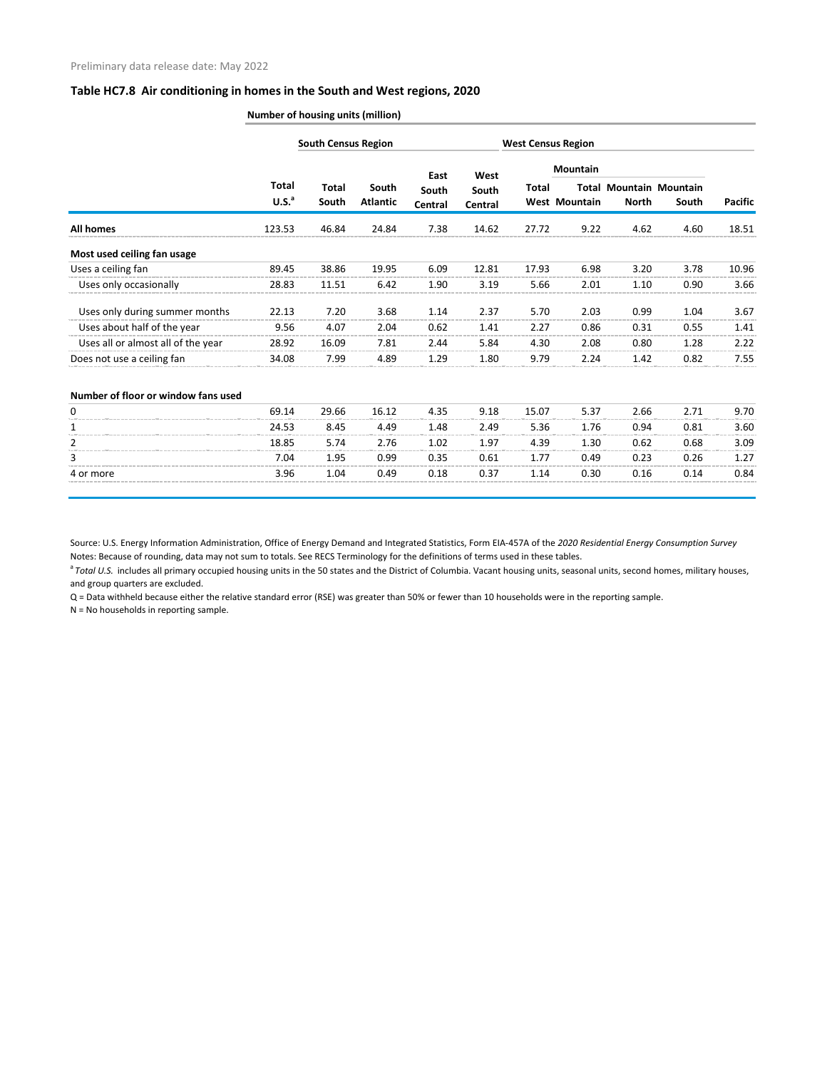Preliminary data release date: May 2022

### Table HC7.8 Air conditioning in homes in the South and West regions, 2020

| | Number of housing units (million) | | | | | | | | | |
|---|---|---|---|---|---|---|---|---|---|---|
| | | South Census Region | | | | West Census Region | | | | |
| | | | | | | | Mountain | | | |
| | Total U.S.[a] | Total South | South Atlantic | East South Central | West South Central | Total West | Total Mountain | Mountain North | Mountain South | Pacific |
| **All homes** | 123.53 | 46.84 | 24.84 | 7.38 | 14.62 | 27.72 | 9.22 | 4.62 | 4.60 | 18.51 |
| **Most used ceiling fan usage** | | | | | | | | | | |
| Uses a ceiling fan | 89.45 | 38.86 | 19.95 | 6.09 | 12.81 | 17.93 | 6.98 | 3.20 | 3.78 | 10.96 |
| Uses only occasionally | 28.83 | 11.51 | 6.42 | 1.90 | 3.19 | 5.66 | 2.01 | 1.10 | 0.90 | 3.66 |
| Uses only during summer months | 22.13 | 7.20 | 3.68 | 1.14 | 2.37 | 5.70 | 2.03 | 0.99 | 1.04 | 3.67 |
| Uses about half of the year | 9.56 | 4.07 | 2.04 | 0.62 | 1.41 | 2.27 | 0.86 | 0.31 | 0.55 | 1.41 |
| Uses all or almost all of the year | 28.92 | 16.09 | 7.81 | 2.44 | 5.84 | 4.30 | 2.08 | 0.80 | 1.28 | 2.22 |
| Does not use a ceiling fan | 34.08 | 7.99 | 4.89 | 1.29 | 1.80 | 9.79 | 2.24 | 1.42 | 0.82 | 7.55 |
| **Number of floor or window fans used** | | | | | | | | | | |
| 0 | 69.14 | 29.66 | 16.12 | 4.35 | 9.18 | 15.07 | 5.37 | 2.66 | 2.71 | 9.70 |
| 1 | 24.53 | 8.45 | 4.49 | 1.48 | 2.49 | 5.36 | 1.76 | 0.94 | 0.81 | 3.60 |
| 2 | 18.85 | 5.74 | 2.76 | 1.02 | 1.97 | 4.39 | 1.30 | 0.62 | 0.68 | 3.09 |
| 3 | 7.04 | 1.95 | 0.99 | 0.35 | 0.61 | 1.77 | 0.49 | 0.23 | 0.26 | 1.27 |
| 4 or more | 3.96 | 1.04 | 0.49 | 0.18 | 0.37 | 1.14 | 0.30 | 0.16 | 0.14 | 0.84 |

Source: U.S. Energy Information Administration, Office of Energy Demand and Integrated Statistics, Form EIA-457A of the *2020 Residential Energy Consumption Survey*

Notes: Because of rounding, data may not sum to totals. See RECS Terminology for the definitions of terms used in these tables.

[a] *Total U.S.* includes all primary occupied housing units in the 50 states and the District of Columbia. Vacant housing units, seasonal units, second homes, military houses, and group quarters are excluded.

Q = Data withheld because either the relative standard error (RSE) was greater than 50% or fewer than 10 households were in the reporting sample.

N = No households in reporting sample.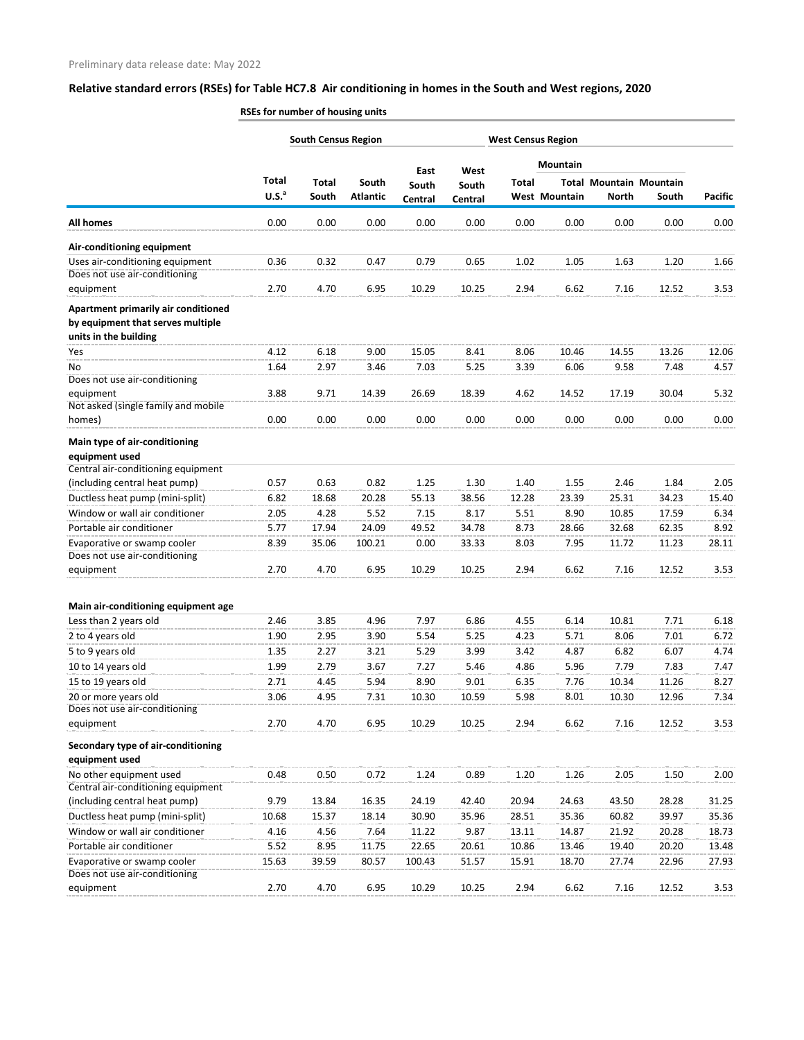Preliminary data release date: May 2022

## Relative standard errors (RSEs) for Table HC7.8 Air conditioning in homes in the South and West regions, 2020

| | RSEs for number of housing units | | | | | | | | | |
|---|---|---|---|---|---|---|---|---|---|---|
| | | South Census Region | | | | West Census Region | | | | |
| | | | | | | | Mountain | | | |
| | Total U.S.[a] | Total South | South Atlantic | East South Central | West South Central | Total West | Total Mountain | Mountain North | Mountain South | Pacific |
| **All homes** | 0.00 | 0.00 | 0.00 | 0.00 | 0.00 | 0.00 | 0.00 | 0.00 | 0.00 | 0.00 |
| **Air-conditioning equipment** | | | | | | | | | | |
| Uses air-conditioning equipment | 0.36 | 0.32 | 0.47 | 0.79 | 0.65 | 1.02 | 1.05 | 1.63 | 1.20 | 1.66 |
| Does not use air-conditioning equipment | 2.70 | 4.70 | 6.95 | 10.29 | 10.25 | 2.94 | 6.62 | 7.16 | 12.52 | 3.53 |
| **Apartment primarily air conditioned by equipment that serves multiple units in the building** | | | | | | | | | | |
| Yes | 4.12 | 6.18 | 9.00 | 15.05 | 8.41 | 8.06 | 10.46 | 14.55 | 13.26 | 12.06 |
| No | 1.64 | 2.97 | 3.46 | 7.03 | 5.25 | 3.39 | 6.06 | 9.58 | 7.48 | 4.57 |
| Does not use air-conditioning equipment | 3.88 | 9.71 | 14.39 | 26.69 | 18.39 | 4.62 | 14.52 | 17.19 | 30.04 | 5.32 |
| Not asked (single family and mobile homes) | 0.00 | 0.00 | 0.00 | 0.00 | 0.00 | 0.00 | 0.00 | 0.00 | 0.00 | 0.00 |
| **Main type of air-conditioning equipment used** | | | | | | | | | | |
| Central air-conditioning equipment (including central heat pump) | 0.57 | 0.63 | 0.82 | 1.25 | 1.30 | 1.40 | 1.55 | 2.46 | 1.84 | 2.05 |
| Ductless heat pump (mini-split) | 6.82 | 18.68 | 20.28 | 55.13 | 38.56 | 12.28 | 23.39 | 25.31 | 34.23 | 15.40 |
| Window or wall air conditioner | 2.05 | 4.28 | 5.52 | 7.15 | 8.17 | 5.51 | 8.90 | 10.85 | 17.59 | 6.34 |
| Portable air conditioner | 5.77 | 17.94 | 24.09 | 49.52 | 34.78 | 8.73 | 28.66 | 32.68 | 62.35 | 8.92 |
| Evaporative or swamp cooler | 8.39 | 35.06 | 100.21 | 0.00 | 33.33 | 8.03 | 7.95 | 11.72 | 11.23 | 28.11 |
| Does not use air-conditioning equipment | 2.70 | 4.70 | 6.95 | 10.29 | 10.25 | 2.94 | 6.62 | 7.16 | 12.52 | 3.53 |
| **Main air-conditioning equipment age** | | | | | | | | | | |
| Less than 2 years old | 2.46 | 3.85 | 4.96 | 7.97 | 6.86 | 4.55 | 6.14 | 10.81 | 7.71 | 6.18 |
| 2 to 4 years old | 1.90 | 2.95 | 3.90 | 5.54 | 5.25 | 4.23 | 5.71 | 8.06 | 7.01 | 6.72 |
| 5 to 9 years old | 1.35 | 2.27 | 3.21 | 5.29 | 3.99 | 3.42 | 4.87 | 6.82 | 6.07 | 4.74 |
| 10 to 14 years old | 1.99 | 2.79 | 3.67 | 7.27 | 5.46 | 4.86 | 5.96 | 7.79 | 7.83 | 7.47 |
| 15 to 19 years old | 2.71 | 4.45 | 5.94 | 8.90 | 9.01 | 6.35 | 7.76 | 10.34 | 11.26 | 8.27 |
| 20 or more years old | 3.06 | 4.95 | 7.31 | 10.30 | 10.59 | 5.98 | 8.01 | 10.30 | 12.96 | 7.34 |
| Does not use air-conditioning equipment | 2.70 | 4.70 | 6.95 | 10.29 | 10.25 | 2.94 | 6.62 | 7.16 | 12.52 | 3.53 |
| **Secondary type of air-conditioning equipment used** | | | | | | | | | | |
| No other equipment used | 0.48 | 0.50 | 0.72 | 1.24 | 0.89 | 1.20 | 1.26 | 2.05 | 1.50 | 2.00 |
| Central air-conditioning equipment (including central heat pump) | 9.79 | 13.84 | 16.35 | 24.19 | 42.40 | 20.94 | 24.63 | 43.50 | 28.28 | 31.25 |
| Ductless heat pump (mini-split) | 10.68 | 15.37 | 18.14 | 30.90 | 35.96 | 28.51 | 35.36 | 60.82 | 39.97 | 35.36 |
| Window or wall air conditioner | 4.16 | 4.56 | 7.64 | 11.22 | 9.87 | 13.11 | 14.87 | 21.92 | 20.28 | 18.73 |
| Portable air conditioner | 5.52 | 8.95 | 11.75 | 22.65 | 20.61 | 10.86 | 13.46 | 19.40 | 20.20 | 13.48 |
| Evaporative or swamp cooler | 15.63 | 39.59 | 80.57 | 100.43 | 51.57 | 15.91 | 18.70 | 27.74 | 22.96 | 27.93 |
| Does not use air-conditioning equipment | 2.70 | 4.70 | 6.95 | 10.29 | 10.25 | 2.94 | 6.62 | 7.16 | 12.52 | 3.53 |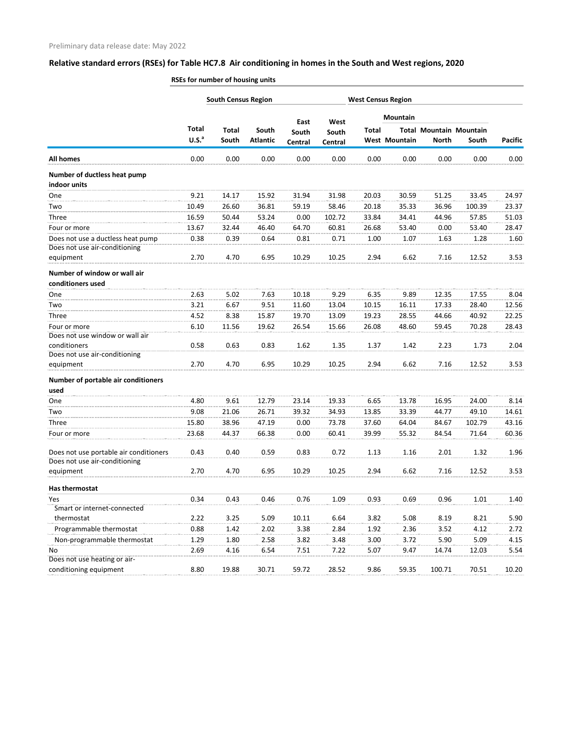Preliminary data release date: May 2022

## Relative standard errors (RSEs) for Table HC7.8 Air conditioning in homes in the South and West regions, 2020

RSEs for number of housing units

| | | South Census Region | | | | West Census Region | | | | |
|---|---|---|---|---|---|---|---|---|---|---|
| | | | | | | | Mountain | | | |
| | Total U.S.[a] | Total South | South Atlantic | East South Central | West South Central | Total West | Total Mountain | Mountain North | Mountain South | Pacific |
| **All homes** | 0.00 | 0.00 | 0.00 | 0.00 | 0.00 | 0.00 | 0.00 | 0.00 | 0.00 | 0.00 |
| **Number of ductless heat pump indoor units** | | | | | | | | | | |
| One | 9.21 | 14.17 | 15.92 | 31.94 | 31.98 | 20.03 | 30.59 | 51.25 | 33.45 | 24.97 |
| Two | 10.49 | 26.60 | 36.81 | 59.19 | 58.46 | 20.18 | 35.33 | 36.96 | 100.39 | 23.37 |
| Three | 16.59 | 50.44 | 53.24 | 0.00 | 102.72 | 33.84 | 34.41 | 44.96 | 57.85 | 51.03 |
| Four or more | 13.67 | 32.44 | 46.40 | 64.70 | 60.81 | 26.68 | 53.40 | 0.00 | 53.40 | 28.47 |
| Does not use a ductless heat pump | 0.38 | 0.39 | 0.64 | 0.81 | 0.71 | 1.00 | 1.07 | 1.63 | 1.28 | 1.60 |
| Does not use air-conditioning equipment | 2.70 | 4.70 | 6.95 | 10.29 | 10.25 | 2.94 | 6.62 | 7.16 | 12.52 | 3.53 |
| **Number of window or wall air conditioners used** | | | | | | | | | | |
| One | 2.63 | 5.02 | 7.63 | 10.18 | 9.29 | 6.35 | 9.89 | 12.35 | 17.55 | 8.04 |
| Two | 3.21 | 6.67 | 9.51 | 11.60 | 13.04 | 10.15 | 16.11 | 17.33 | 28.40 | 12.56 |
| Three | 4.52 | 8.38 | 15.87 | 19.70 | 13.09 | 19.23 | 28.55 | 44.66 | 40.92 | 22.25 |
| Four or more | 6.10 | 11.56 | 19.62 | 26.54 | 15.66 | 26.08 | 48.60 | 59.45 | 70.28 | 28.43 |
| Does not use window or wall air conditioners | 0.58 | 0.63 | 0.83 | 1.62 | 1.35 | 1.37 | 1.42 | 2.23 | 1.73 | 2.04 |
| Does not use air-conditioning equipment | 2.70 | 4.70 | 6.95 | 10.29 | 10.25 | 2.94 | 6.62 | 7.16 | 12.52 | 3.53 |
| **Number of portable air conditioners used** | | | | | | | | | | |
| One | 4.80 | 9.61 | 12.79 | 23.14 | 19.33 | 6.65 | 13.78 | 16.95 | 24.00 | 8.14 |
| Two | 9.08 | 21.06 | 26.71 | 39.32 | 34.93 | 13.85 | 33.39 | 44.77 | 49.10 | 14.61 |
| Three | 15.80 | 38.96 | 47.19 | 0.00 | 73.78 | 37.60 | 64.04 | 84.67 | 102.79 | 43.16 |
| Four or more | 23.68 | 44.37 | 66.38 | 0.00 | 60.41 | 39.99 | 55.32 | 84.54 | 71.64 | 60.36 |
| Does not use portable air conditioners | 0.43 | 0.40 | 0.59 | 0.83 | 0.72 | 1.13 | 1.16 | 2.01 | 1.32 | 1.96 |
| Does not use air-conditioning equipment | 2.70 | 4.70 | 6.95 | 10.29 | 10.25 | 2.94 | 6.62 | 7.16 | 12.52 | 3.53 |
| **Has thermostat** | | | | | | | | | | |
| Yes | 0.34 | 0.43 | 0.46 | 0.76 | 1.09 | 0.93 | 0.69 | 0.96 | 1.01 | 1.40 |
| Smart or internet-connected thermostat | 2.22 | 3.25 | 5.09 | 10.11 | 6.64 | 3.82 | 5.08 | 8.19 | 8.21 | 5.90 |
| Programmable thermostat | 0.88 | 1.42 | 2.02 | 3.38 | 2.84 | 1.92 | 2.36 | 3.52 | 4.12 | 2.72 |
| Non-programmable thermostat | 1.29 | 1.80 | 2.58 | 3.82 | 3.48 | 3.00 | 3.72 | 5.90 | 5.09 | 4.15 |
| No | 2.69 | 4.16 | 6.54 | 7.51 | 7.22 | 5.07 | 9.47 | 14.74 | 12.03 | 5.54 |
| Does not use heating or air-conditioning equipment | 8.80 | 19.88 | 30.71 | 59.72 | 28.52 | 9.86 | 59.35 | 100.71 | 70.51 | 10.20 |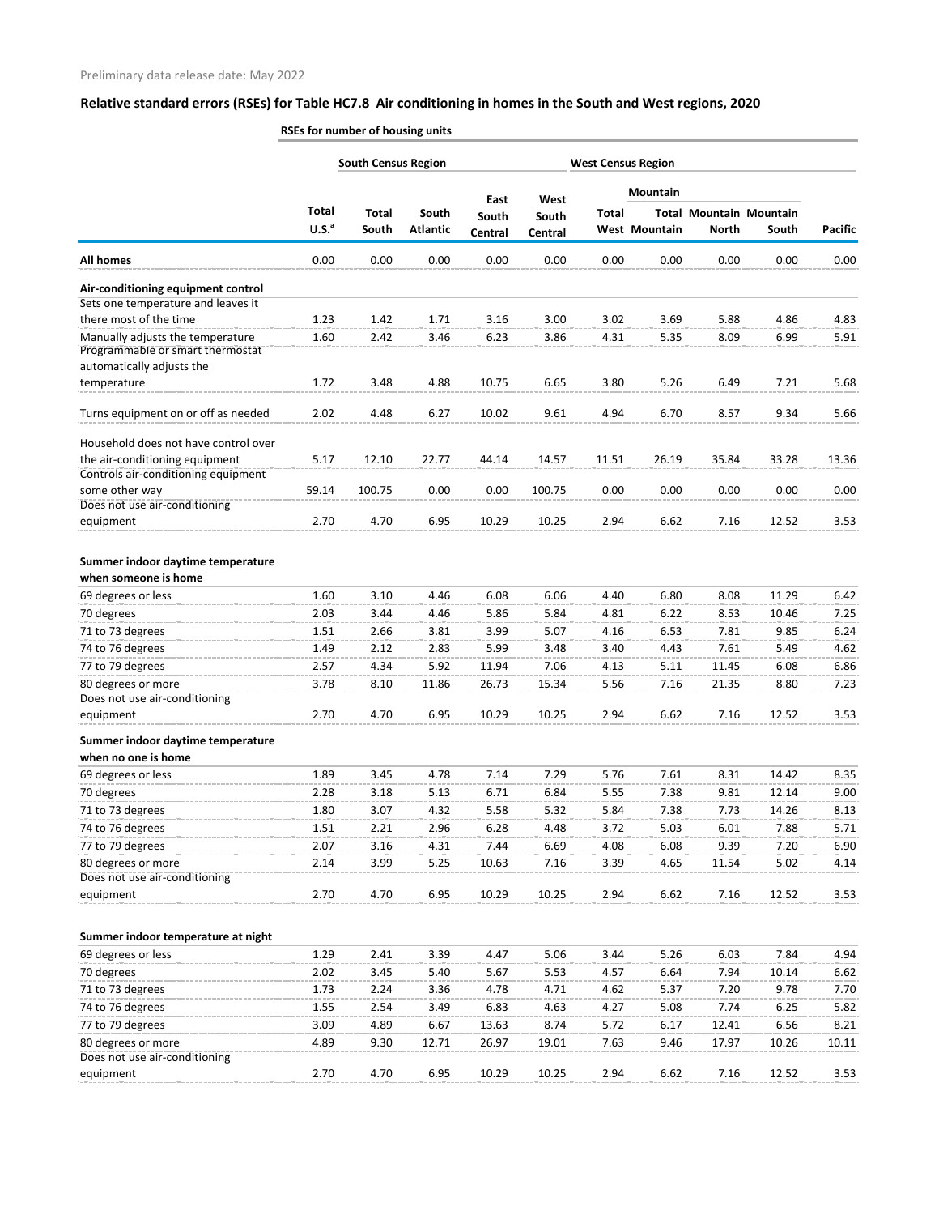Preliminary data release date: May 2022

## Relative standard errors (RSEs) for Table HC7.8 Air conditioning in homes in the South and West regions, 2020

| | RSEs for number of housing units | | | | | | | | | |
|---|---|---|---|---|---|---|---|---|---|---|
| | | South Census Region | | | | West Census Region | | | | |
| | | | | | | | Mountain | | | |
| | Total U.S.[a] | Total South | South Atlantic | East South Central | West South Central | Total West | Total Mountain | Mountain North | Mountain South | Pacific |
| **All homes** | 0.00 | 0.00 | 0.00 | 0.00 | 0.00 | 0.00 | 0.00 | 0.00 | 0.00 | 0.00 |
| **Air-conditioning equipment control** | | | | | | | | | | |
| Sets one temperature and leaves it there most of the time | 1.23 | 1.42 | 1.71 | 3.16 | 3.00 | 3.02 | 3.69 | 5.88 | 4.86 | 4.83 |
| Manually adjusts the temperature | 1.60 | 2.42 | 3.46 | 6.23 | 3.86 | 4.31 | 5.35 | 8.09 | 6.99 | 5.91 |
| Programmable or smart thermostat automatically adjusts the temperature | 1.72 | 3.48 | 4.88 | 10.75 | 6.65 | 3.80 | 5.26 | 6.49 | 7.21 | 5.68 |
| Turns equipment on or off as needed | 2.02 | 4.48 | 6.27 | 10.02 | 9.61 | 4.94 | 6.70 | 8.57 | 9.34 | 5.66 |
| Household does not have control over the air-conditioning equipment | 5.17 | 12.10 | 22.77 | 44.14 | 14.57 | 11.51 | 26.19 | 35.84 | 33.28 | 13.36 |
| Controls air-conditioning equipment some other way | 59.14 | 100.75 | 0.00 | 0.00 | 100.75 | 0.00 | 0.00 | 0.00 | 0.00 | 0.00 |
| Does not use air-conditioning equipment | 2.70 | 4.70 | 6.95 | 10.29 | 10.25 | 2.94 | 6.62 | 7.16 | 12.52 | 3.53 |
| **Summer indoor daytime temperature when someone is home** | | | | | | | | | | |
| 69 degrees or less | 1.60 | 3.10 | 4.46 | 6.08 | 6.06 | 4.40 | 6.80 | 8.08 | 11.29 | 6.42 |
| 70 degrees | 2.03 | 3.44 | 4.46 | 5.86 | 5.84 | 4.81 | 6.22 | 8.53 | 10.46 | 7.25 |
| 71 to 73 degrees | 1.51 | 2.66 | 3.81 | 3.99 | 5.07 | 4.16 | 6.53 | 7.81 | 9.85 | 6.24 |
| 74 to 76 degrees | 1.49 | 2.12 | 2.83 | 5.99 | 3.48 | 3.40 | 4.43 | 7.61 | 5.49 | 4.62 |
| 77 to 79 degrees | 2.57 | 4.34 | 5.92 | 11.94 | 7.06 | 4.13 | 5.11 | 11.45 | 6.08 | 6.86 |
| 80 degrees or more | 3.78 | 8.10 | 11.86 | 26.73 | 15.34 | 5.56 | 7.16 | 21.35 | 8.80 | 7.23 |
| Does not use air-conditioning equipment | 2.70 | 4.70 | 6.95 | 10.29 | 10.25 | 2.94 | 6.62 | 7.16 | 12.52 | 3.53 |
| **Summer indoor daytime temperature when no one is home** | | | | | | | | | | |
| 69 degrees or less | 1.89 | 3.45 | 4.78 | 7.14 | 7.29 | 5.76 | 7.61 | 8.31 | 14.42 | 8.35 |
| 70 degrees | 2.28 | 3.18 | 5.13 | 6.71 | 6.84 | 5.55 | 7.38 | 9.81 | 12.14 | 9.00 |
| 71 to 73 degrees | 1.80 | 3.07 | 4.32 | 5.58 | 5.32 | 5.84 | 7.38 | 7.73 | 14.26 | 8.13 |
| 74 to 76 degrees | 1.51 | 2.21 | 2.96 | 6.28 | 4.48 | 3.72 | 5.03 | 6.01 | 7.88 | 5.71 |
| 77 to 79 degrees | 2.07 | 3.16 | 4.31 | 7.44 | 6.69 | 4.08 | 6.08 | 9.39 | 7.20 | 6.90 |
| 80 degrees or more | 2.14 | 3.99 | 5.25 | 10.63 | 7.16 | 3.39 | 4.65 | 11.54 | 5.02 | 4.14 |
| Does not use air-conditioning equipment | 2.70 | 4.70 | 6.95 | 10.29 | 10.25 | 2.94 | 6.62 | 7.16 | 12.52 | 3.53 |
| **Summer indoor temperature at night** | | | | | | | | | | |
| 69 degrees or less | 1.29 | 2.41 | 3.39 | 4.47 | 5.06 | 3.44 | 5.26 | 6.03 | 7.84 | 4.94 |
| 70 degrees | 2.02 | 3.45 | 5.40 | 5.67 | 5.53 | 4.57 | 6.64 | 7.94 | 10.14 | 6.62 |
| 71 to 73 degrees | 1.73 | 2.24 | 3.36 | 4.78 | 4.71 | 4.62 | 5.37 | 7.20 | 9.78 | 7.70 |
| 74 to 76 degrees | 1.55 | 2.54 | 3.49 | 6.83 | 4.63 | 4.27 | 5.08 | 7.74 | 6.25 | 5.82 |
| 77 to 79 degrees | 3.09 | 4.89 | 6.67 | 13.63 | 8.74 | 5.72 | 6.17 | 12.41 | 6.56 | 8.21 |
| 80 degrees or more | 4.89 | 9.30 | 12.71 | 26.97 | 19.01 | 7.63 | 9.46 | 17.97 | 10.26 | 10.11 |
| Does not use air-conditioning equipment | 2.70 | 4.70 | 6.95 | 10.29 | 10.25 | 2.94 | 6.62 | 7.16 | 12.52 | 3.53 |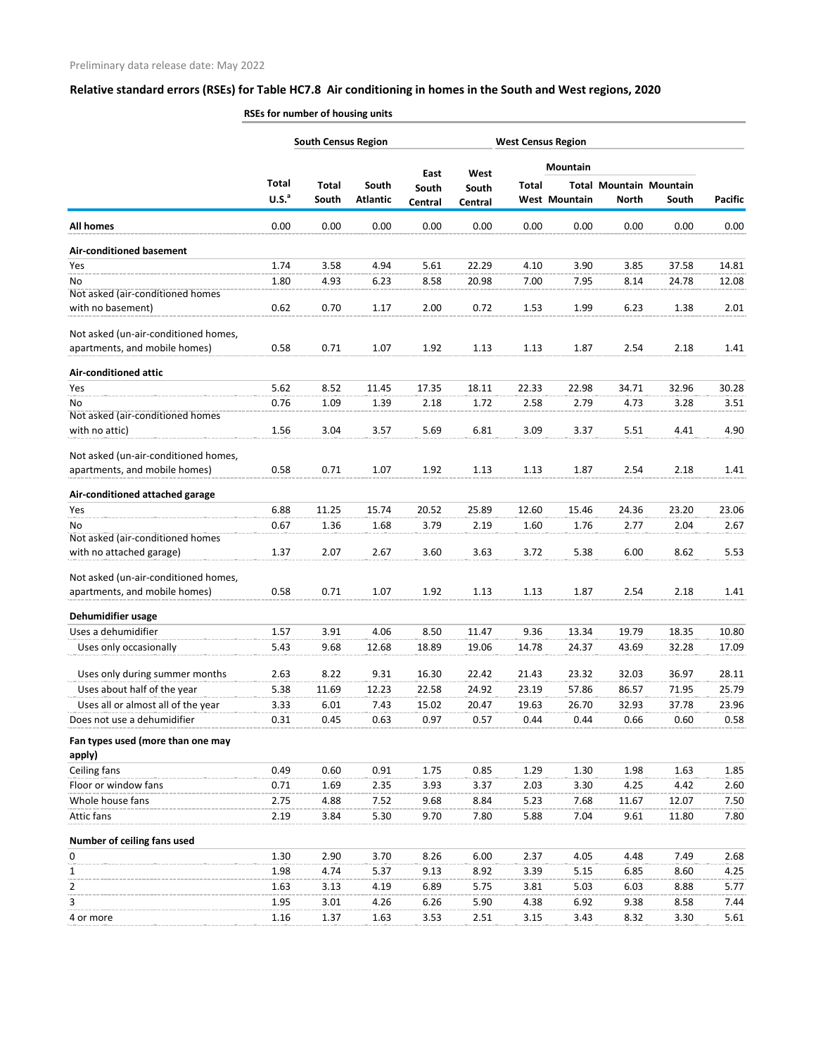Preliminary data release date: May 2022

## Relative standard errors (RSEs) for Table HC7.8 Air conditioning in homes in the South and West regions, 2020

| | RSEs for number of housing units | | | | | | | | | |
|---|---|---|---|---|---|---|---|---|---|---|
| | | South Census Region | | | | West Census Region | | | | |
| | | | | | | | Mountain | | | |
| | Total U.S.[a] | Total South | South Atlantic | East South Central | West South Central | Total West | Total Mountain | Mountain North | Mountain South | Pacific |
| **All homes** | 0.00 | 0.00 | 0.00 | 0.00 | 0.00 | 0.00 | 0.00 | 0.00 | 0.00 | 0.00 |
| **Air-conditioned basement** | | | | | | | | | | |
| Yes | 1.74 | 3.58 | 4.94 | 5.61 | 22.29 | 4.10 | 3.90 | 3.85 | 37.58 | 14.81 |
| No | 1.80 | 4.93 | 6.23 | 8.58 | 20.98 | 7.00 | 7.95 | 8.14 | 24.78 | 12.08 |
| Not asked (air-conditioned homes with no basement) | 0.62 | 0.70 | 1.17 | 2.00 | 0.72 | 1.53 | 1.99 | 6.23 | 1.38 | 2.01 |
| Not asked (un-air-conditioned homes, apartments, and mobile homes) | 0.58 | 0.71 | 1.07 | 1.92 | 1.13 | 1.13 | 1.87 | 2.54 | 2.18 | 1.41 |
| **Air-conditioned attic** | | | | | | | | | | |
| Yes | 5.62 | 8.52 | 11.45 | 17.35 | 18.11 | 22.33 | 22.98 | 34.71 | 32.96 | 30.28 |
| No | 0.76 | 1.09 | 1.39 | 2.18 | 1.72 | 2.58 | 2.79 | 4.73 | 3.28 | 3.51 |
| Not asked (air-conditioned homes with no attic) | 1.56 | 3.04 | 3.57 | 5.69 | 6.81 | 3.09 | 3.37 | 5.51 | 4.41 | 4.90 |
| Not asked (un-air-conditioned homes, apartments, and mobile homes) | 0.58 | 0.71 | 1.07 | 1.92 | 1.13 | 1.13 | 1.87 | 2.54 | 2.18 | 1.41 |
| **Air-conditioned attached garage** | | | | | | | | | | |
| Yes | 6.88 | 11.25 | 15.74 | 20.52 | 25.89 | 12.60 | 15.46 | 24.36 | 23.20 | 23.06 |
| No | 0.67 | 1.36 | 1.68 | 3.79 | 2.19 | 1.60 | 1.76 | 2.77 | 2.04 | 2.67 |
| Not asked (air-conditioned homes with no attached garage) | 1.37 | 2.07 | 2.67 | 3.60 | 3.63 | 3.72 | 5.38 | 6.00 | 8.62 | 5.53 |
| Not asked (un-air-conditioned homes, apartments, and mobile homes) | 0.58 | 0.71 | 1.07 | 1.92 | 1.13 | 1.13 | 1.87 | 2.54 | 2.18 | 1.41 |
| **Dehumidifier usage** | | | | | | | | | | |
| Uses a dehumidifier | 1.57 | 3.91 | 4.06 | 8.50 | 11.47 | 9.36 | 13.34 | 19.79 | 18.35 | 10.80 |
| Uses only occasionally | 5.43 | 9.68 | 12.68 | 18.89 | 19.06 | 14.78 | 24.37 | 43.69 | 32.28 | 17.09 |
| Uses only during summer months | 2.63 | 8.22 | 9.31 | 16.30 | 22.42 | 21.43 | 23.32 | 32.03 | 36.97 | 28.11 |
| Uses about half of the year | 5.38 | 11.69 | 12.23 | 22.58 | 24.92 | 23.19 | 57.86 | 86.57 | 71.95 | 25.79 |
| Uses all or almost all of the year | 3.33 | 6.01 | 7.43 | 15.02 | 20.47 | 19.63 | 26.70 | 32.93 | 37.78 | 23.96 |
| Does not use a dehumidifier | 0.31 | 0.45 | 0.63 | 0.97 | 0.57 | 0.44 | 0.44 | 0.66 | 0.60 | 0.58 |
| **Fan types used (more than one may apply)** | | | | | | | | | | |
| Ceiling fans | 0.49 | 0.60 | 0.91 | 1.75 | 0.85 | 1.29 | 1.30 | 1.98 | 1.63 | 1.85 |
| Floor or window fans | 0.71 | 1.69 | 2.35 | 3.93 | 3.37 | 2.03 | 3.30 | 4.25 | 4.42 | 2.60 |
| Whole house fans | 2.75 | 4.88 | 7.52 | 9.68 | 8.84 | 5.23 | 7.68 | 11.67 | 12.07 | 7.50 |
| Attic fans | 2.19 | 3.84 | 5.30 | 9.70 | 7.80 | 5.88 | 7.04 | 9.61 | 11.80 | 7.80 |
| **Number of ceiling fans used** | | | | | | | | | | |
| 0 | 1.30 | 2.90 | 3.70 | 8.26 | 6.00 | 2.37 | 4.05 | 4.48 | 7.49 | 2.68 |
| 1 | 1.98 | 4.74 | 5.37 | 9.13 | 8.92 | 3.39 | 5.15 | 6.85 | 8.60 | 4.25 |
| 2 | 1.63 | 3.13 | 4.19 | 6.89 | 5.75 | 3.81 | 5.03 | 6.03 | 8.88 | 5.77 |
| 3 | 1.95 | 3.01 | 4.26 | 6.26 | 5.90 | 4.38 | 6.92 | 9.38 | 8.58 | 7.44 |
| 4 or more | 1.16 | 1.37 | 1.63 | 3.53 | 2.51 | 3.15 | 3.43 | 8.32 | 3.30 | 5.61 |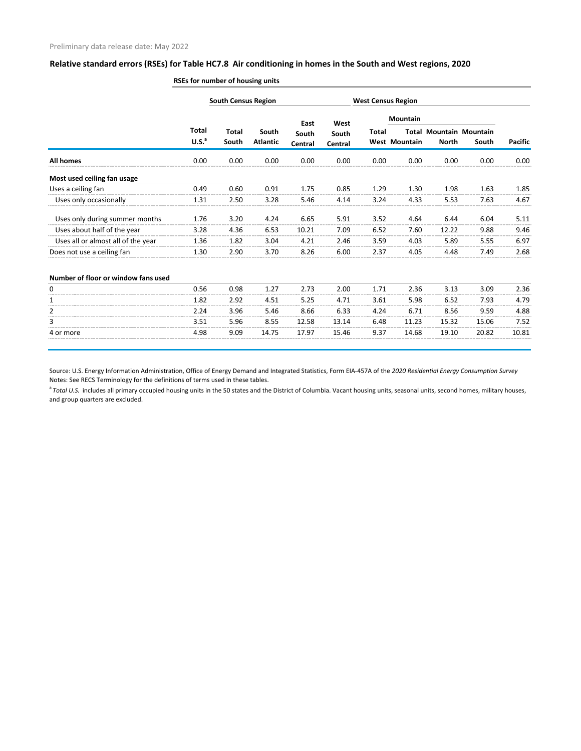Preliminary data release date: May 2022

## Relative standard errors (RSEs) for Table HC7.8 Air conditioning in homes in the South and West regions, 2020

| | RSEs for number of housing units | | | | | | | | | |
|---|---|---|---|---|---|---|---|---|---|---|
| | | South Census Region | | | | West Census Region | | | | |
| | | | | | | | Mountain | | | |
| | Total U.S.[a] | Total South | South Atlantic | East South Central | West South Central | Total West | Total Mountain | Mountain North | Mountain South | Pacific |
| **All homes** | 0.00 | 0.00 | 0.00 | 0.00 | 0.00 | 0.00 | 0.00 | 0.00 | 0.00 | 0.00 |
| **Most used ceiling fan usage** | | | | | | | | | | |
| Uses a ceiling fan | 0.49 | 0.60 | 0.91 | 1.75 | 0.85 | 1.29 | 1.30 | 1.98 | 1.63 | 1.85 |
| Uses only occasionally | 1.31 | 2.50 | 3.28 | 5.46 | 4.14 | 3.24 | 4.33 | 5.53 | 7.63 | 4.67 |
| Uses only during summer months | 1.76 | 3.20 | 4.24 | 6.65 | 5.91 | 3.52 | 4.64 | 6.44 | 6.04 | 5.11 |
| Uses about half of the year | 3.28 | 4.36 | 6.53 | 10.21 | 7.09 | 6.52 | 7.60 | 12.22 | 9.88 | 9.46 |
| Uses all or almost all of the year | 1.36 | 1.82 | 3.04 | 4.21 | 2.46 | 3.59 | 4.03 | 5.89 | 5.55 | 6.97 |
| Does not use a ceiling fan | 1.30 | 2.90 | 3.70 | 8.26 | 6.00 | 2.37 | 4.05 | 4.48 | 7.49 | 2.68 |
| **Number of floor or window fans used** | | | | | | | | | | |
| 0 | 0.56 | 0.98 | 1.27 | 2.73 | 2.00 | 1.71 | 2.36 | 3.13 | 3.09 | 2.36 |
| 1 | 1.82 | 2.92 | 4.51 | 5.25 | 4.71 | 3.61 | 5.98 | 6.52 | 7.93 | 4.79 |
| 2 | 2.24 | 3.96 | 5.46 | 8.66 | 6.33 | 4.24 | 6.71 | 8.56 | 9.59 | 4.88 |
| 3 | 3.51 | 5.96 | 8.55 | 12.58 | 13.14 | 6.48 | 11.23 | 15.32 | 15.06 | 7.52 |
| 4 or more | 4.98 | 9.09 | 14.75 | 17.97 | 15.46 | 9.37 | 14.68 | 19.10 | 20.82 | 10.81 |

Source: U.S. Energy Information Administration, Office of Energy Demand and Integrated Statistics, Form EIA-457A of the *2020 Residential Energy Consumption Survey*
Notes: See RECS Terminology for the definitions of terms used in these tables.

[a] *Total U.S.* includes all primary occupied housing units in the 50 states and the District of Columbia. Vacant housing units, seasonal units, second homes, military houses, and group quarters are excluded.